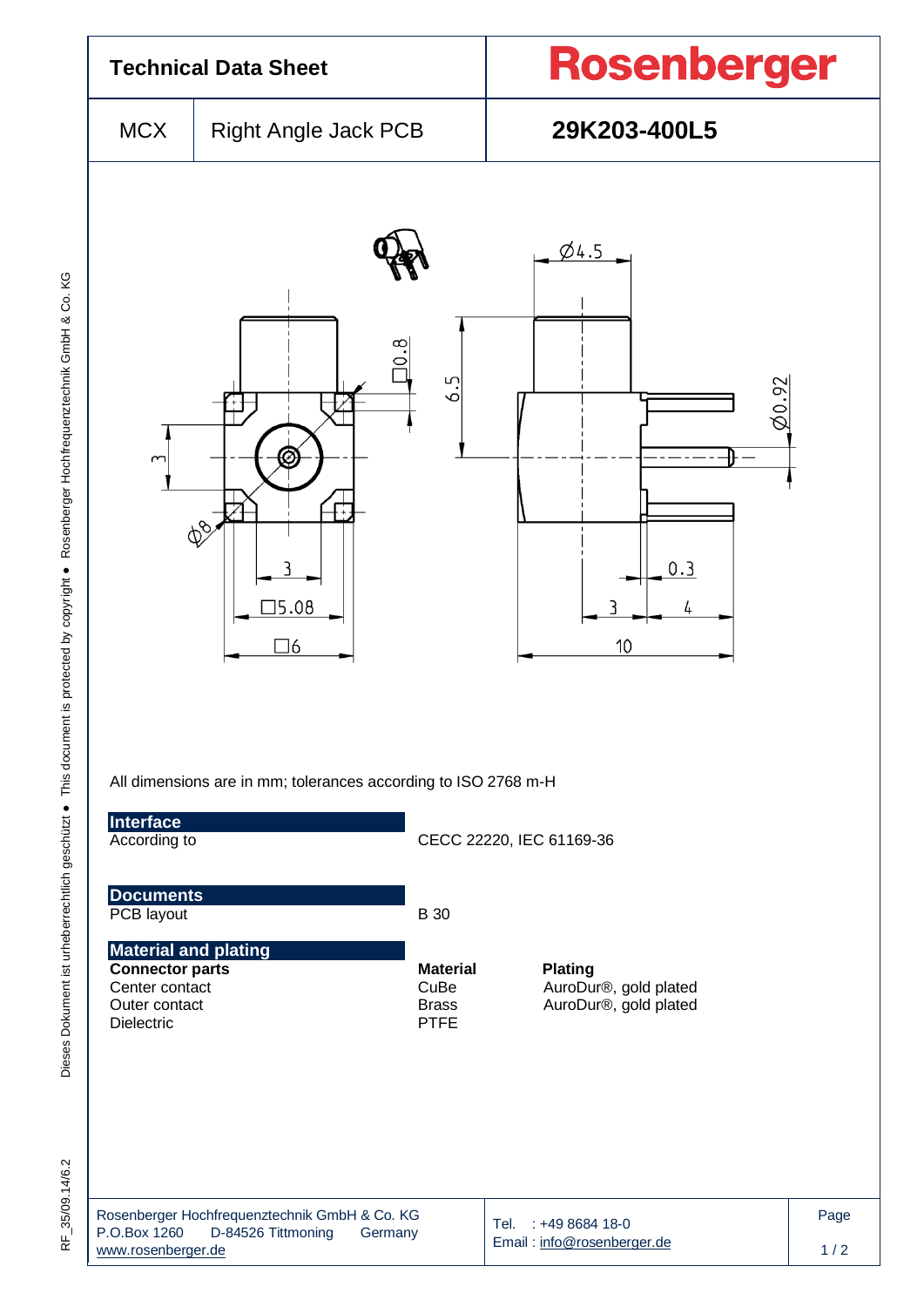| Technical Data Sheet | | Rosenberger |
|---|---|---|
| MCX | Right Angle Jack PCB | 29K203-400L5 |

All dimensions are in mm; tolerances according to ISO 2768 m-H

## Interface

| | |
|---|---|
| According to | CECC 22220, IEC 61169-36 |

## Documents

| | |
|---|---|
| PCB layout | B 30 |

## Material and plating

| Connector parts | Material | Plating |
|---|---|---|
| Center contact | CuBe | AuroDur®, gold plated |
| Outer contact | Brass | AuroDur®, gold plated |
| Dielectric | PTFE | |

Rosenberger Hochfrequenztechnik GmbH & Co. KG
P.O.Box 1260 D-84526 Tittmoning Germany
www.rosenberger.de

Tel. : +49 8684 18-0
Email : info@rosenberger.de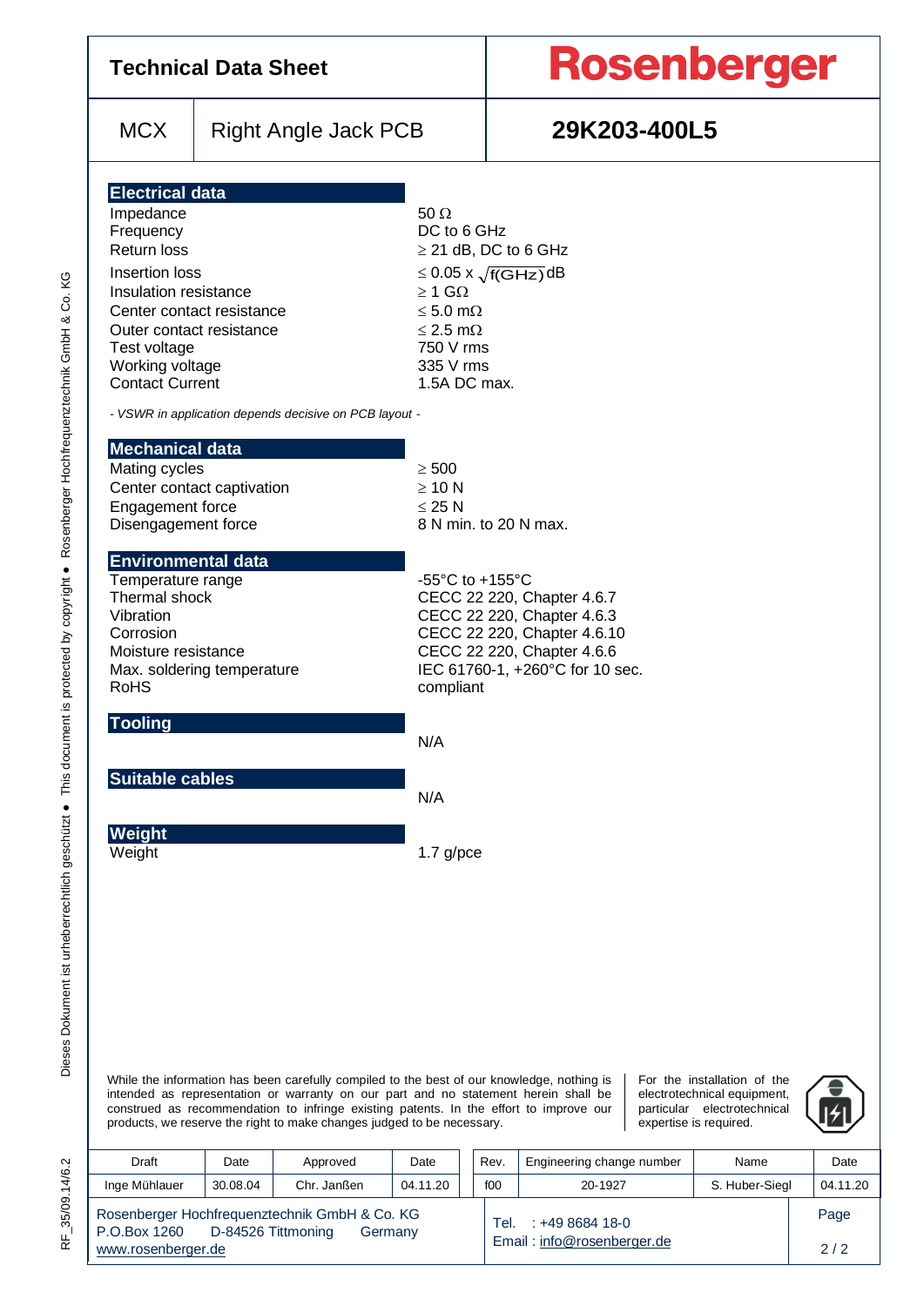# Technical Data Sheet

**Rosenberger**

| MCX | Right Angle Jack PCB | **29K203-400L5** |
|---|---|---|

## Electrical data

| | |
|---|---|
| Impedance | 50 Ω |
| Frequency | DC to 6 GHz |
| Return loss | ≥ 21 dB, DC to 6 GHz |
| Insertion loss | ≤ 0.05 x $\sqrt{f(GHz)}$ dB |
| Insulation resistance | ≥ 1 GΩ |
| Center contact resistance | ≤ 5.0 mΩ |
| Outer contact resistance | ≤ 2.5 mΩ |
| Test voltage | 750 V rms |
| Working voltage | 335 V rms |
| Contact Current | 1.5A DC max. |

*- VSWR in application depends decisive on PCB layout -*

## Mechanical data

| | |
|---|---|
| Mating cycles | ≥ 500 |
| Center contact captivation | ≥ 10 N |
| Engagement force | ≤ 25 N |
| Disengagement force | 8 N min. to 20 N max. |

## Environmental data

| | |
|---|---|
| Temperature range | -55°C to +155°C |
| Thermal shock | CECC 22 220, Chapter 4.6.7 |
| Vibration | CECC 22 220, Chapter 4.6.3 |
| Corrosion | CECC 22 220, Chapter 4.6.10 |
| Moisture resistance | CECC 22 220, Chapter 4.6.6 |
| Max. soldering temperature | IEC 61760-1, +260°C for 10 sec. |
| RoHS | compliant |

## Tooling

N/A

## Suitable cables

N/A

## Weight

| | |
|---|---|
| Weight | 1.7 g/pce |

While the information has been carefully compiled to the best of our knowledge, nothing is intended as representation or warranty on our part and no statement herein shall be construed as recommendation to infringe existing patents. In the effort to improve our products, we reserve the right to make changes judged to be necessary.

For the installation of the electrotechnical equipment, particular electrotechnical expertise is required.

| Draft | Date | Approved | Date | Rev. | Engineering change number | Name | Date |
|---|---|---|---|---|---|---|---|
| Inge Mühlauer | 30.08.04 | Chr. Janßen | 04.11.20 | f00 | 20-1927 | S. Huber-Siegl | 04.11.20 |

Rosenberger Hochfrequenztechnik GmbH & Co. KG
P.O.Box 1260 D-84526 Tittmoning Germany
www.rosenberger.de

Tel. : +49 8684 18-0
Email : info@rosenberger.de

Dieses Dokument ist urheberrechtlich geschützt ● This document is protected by copyright ● Rosenberger Hochfrequenztechnik GmbH & Co. KG

RF_35/09.14/6.2